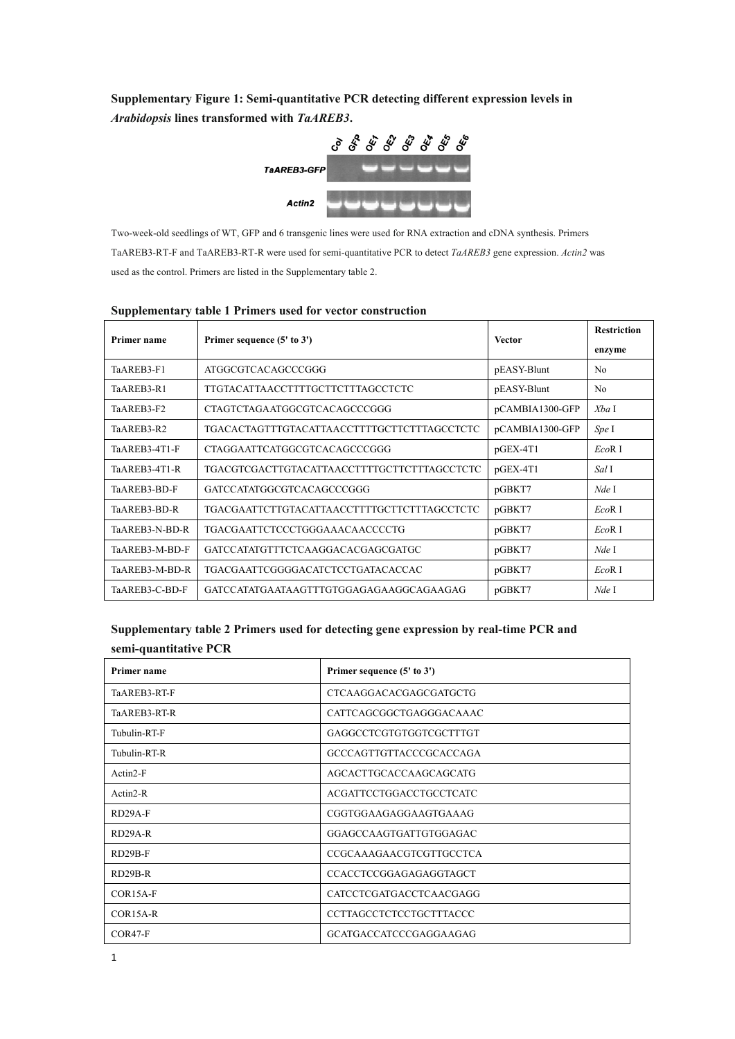**Supplementary Figure 1: Semi-quantitative PCR detecting different expression levels in *Arabidopsis* lines transformed with *TaAREB3*.**

Two-week-old seedlings of WT, GFP and 6 transgenic lines were used for RNA extraction and cDNA synthesis. Primers TaAREB3-RT-F and TaAREB3-RT-R were used for semi-quantitative PCR to detect *TaAREB3* gene expression. *Actin2* was used as the control. Primers are listed in the Supplementary table 2.

**Supplementary table 1 Primers used for vector construction**

| Primer name | Primer sequence (5' to 3') | Vector | Restriction enzyme |
|---|---|---|---|
| TaAREB3-F1 | ATGGCGTCACAGCCCGGG | pEASY-Blunt | No |
| TaAREB3-R1 | TTGTACATTAACCTTTTGCTTCTTTAGCCTCTC | pEASY-Blunt | No |
| TaAREB3-F2 | CTAGTCTAGAATGGCGTCACAGCCCGGG | pCAMBIA1300-GFP | *Xba* I |
| TaAREB3-R2 | TGACACTAGTTTGTACATTAACCTTTTGCTTCTTTAGCCTCTC | pCAMBIA1300-GFP | *Spe* I |
| TaAREB3-4T1-F | CTAGGAATTCATGGCGTCACAGCCCGGG | pGEX-4T1 | *Eco*R I |
| TaAREB3-4T1-R | TGACGTCGACTTGTACATTAACCTTTTGCTTCTTTAGCCTCTC | pGEX-4T1 | *Sal* I |
| TaAREB3-BD-F | GATCCATATGGCGTCACAGCCCGGG | pGBKT7 | *Nde* I |
| TaAREB3-BD-R | TGACGAATTCTTGTACATTAACCTTTTGCTTCTTTAGCCTCTC | pGBKT7 | *Eco*R I |
| TaAREB3-N-BD-R | TGACGAATTCTCCCTGGGAAACAACCCCTG | pGBKT7 | *Eco*R I |
| TaAREB3-M-BD-F | GATCCATATGTTTCTCAAGGACACGAGCGATGC | pGBKT7 | *Nde* I |
| TaAREB3-M-BD-R | TGACGAATTCGGGGACATCTCCTGATACACCAC | pGBKT7 | *Eco*R I |
| TaAREB3-C-BD-F | GATCCATATGAATAAGTTTGTGGAGAGAAGGCAGAAGAG | pGBKT7 | *Nde* I |

**Supplementary table 2 Primers used for detecting gene expression by real-time PCR and semi-quantitative PCR**

| Primer name | Primer sequence (5' to 3') |
|---|---|
| TaAREB3-RT-F | CTCAAGGACACGAGCGATGCTG |
| TaAREB3-RT-R | CATTCAGCGGCTGAGGGACAAAC |
| Tubulin-RT-F | GAGGCCTCGTGTGGTCGCTTTGT |
| Tubulin-RT-R | GCCCAGTTGTTACCCGCACCAGA |
| Actin2-F | AGCACTTGCACCAAGCAGCATG |
| Actin2-R | ACGATTCCTGGACCTGCCTCATC |
| RD29A-F | CGGTGGAAGAGGAAGTGAAAG |
| RD29A-R | GGAGCCAAGTGATTGTGGAGAC |
| RD29B-F | CCGCAAAGAACGTCGTTGCCTCA |
| RD29B-R | CCACCTCCGGAGAGAGGTAGCT |
| COR15A-F | CATCCTCGATGACCTCAACGAGG |
| COR15A-R | CCTTAGCCTCTCCTGCTTTACCC |
| COR47-F | GCATGACCATCCCGAGGAAGAG |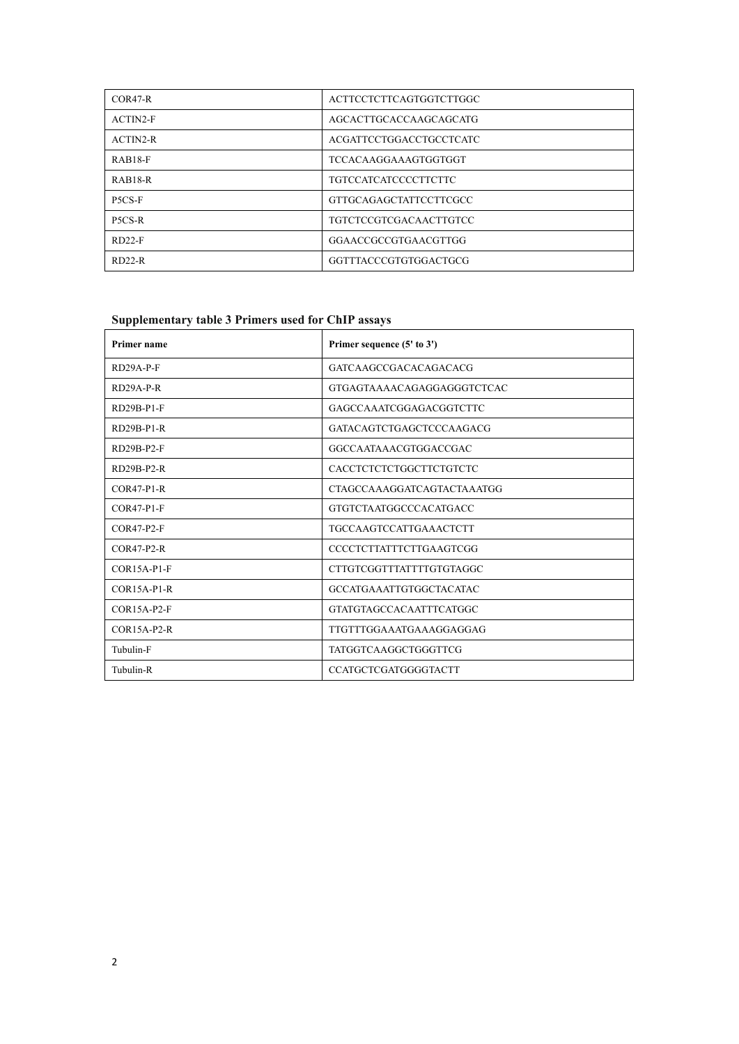| | |
|---|---|
| COR47-R | ACTTCCTCTTCAGTGGTCTTGGC |
| ACTIN2-F | AGCACTTGCACCAAGCAGCATG |
| ACTIN2-R | ACGATTCCTGGACCTGCCTCATC |
| RAB18-F | TCCACAAGGAAAGTGGTGGT |
| RAB18-R | TGTCCATCATCCCCTTCTTC |
| P5CS-F | GTTGCAGAGCTATTCCTTCGCC |
| P5CS-R | TGTCTCCGTCGACAACTTGTCC |
| RD22-F | GGAACCGCCGTGAACGTTGG |
| RD22-R | GGTTTACCCGTGTGGACTGCG |

**Supplementary table 3 Primers used for ChIP assays**

| **Primer name** | **Primer sequence (5' to 3')** |
|---|---|
| RD29A-P-F | GATCAAGCCGACACAGACACG |
| RD29A-P-R | GTGAGTAAAACAGAGGAGGGTCTCAC |
| RD29B-P1-F | GAGCCAAATCGGAGACGGTCTTC |
| RD29B-P1-R | GATACAGTCTGAGCTCCCAAGACG |
| RD29B-P2-F | GGCCAATAAACGTGGACCGAC |
| RD29B-P2-R | CACCTCTCTCTGGCTTCTGTCTC |
| COR47-P1-R | CTAGCCAAAGGATCAGTACTAAATGG |
| COR47-P1-F | GTGTCTAATGGCCCACATGACC |
| COR47-P2-F | TGCCAAGTCCATTGAAACTCTT |
| COR47-P2-R | CCCCTCTTATTTCTTGAAGTCGG |
| COR15A-P1-F | CTTGTCGGTTTATTTTGTGTAGGC |
| COR15A-P1-R | GCCATGAAATTGTGGCTACATAC |
| COR15A-P2-F | GTATGTAGCCACAATTTCATGGC |
| COR15A-P2-R | TTGTTTGGAAATGAAAGGAGGAG |
| Tubulin-F | TATGGTCAAGGCTGGGTTCG |
| Tubulin-R | CCATGCTCGATGGGGTACTT |